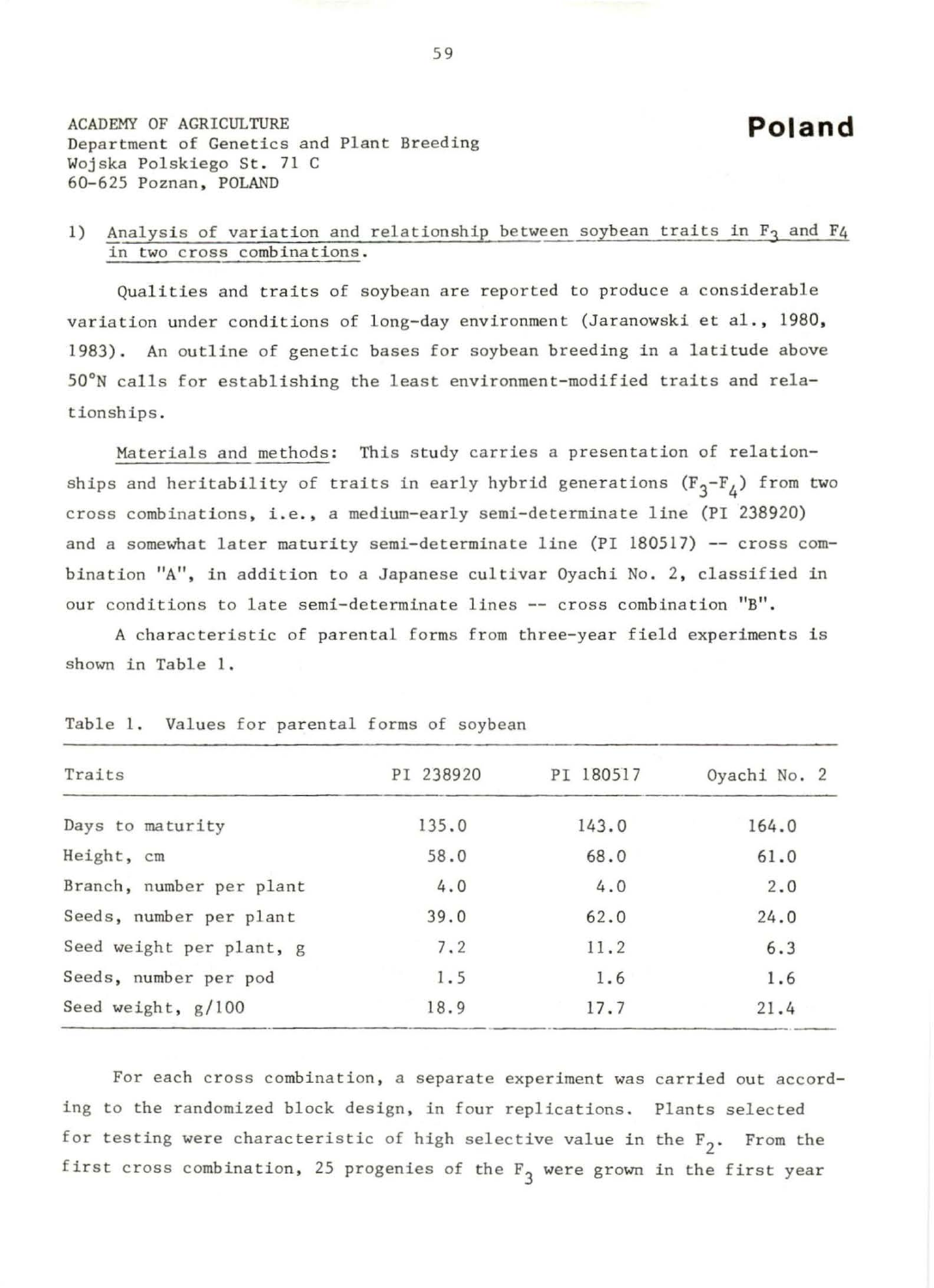ACADEMY OF AGRICULTURE
Department of Genetics and Plant Breeding
Wojska Polskiego St. 71 C
60-625 Poznan, POLAND

**Poland**

1) Analysis of variation and relationship between soybean traits in $F_3$ and $F_4$ in two cross combinations.

Qualities and traits of soybean are reported to produce a considerable variation under conditions of long-day environment (Jaranowski et al., 1980, 1983). An outline of genetic bases for soybean breeding in a latitude above 50°N calls for establishing the least environment-modified traits and relationships.

Materials and methods: This study carries a presentation of relationships and heritability of traits in early hybrid generations ($F_3$-$F_4$) from two cross combinations, i.e., a medium-early semi-determinate line (PI 238920) and a somewhat later maturity semi-determinate line (PI 180517) -- cross combination "A", in addition to a Japanese cultivar Oyachi No. 2, classified in our conditions to late semi-determinate lines -- cross combination "B".

A characteristic of parental forms from three-year field experiments is shown in Table 1.

Table 1. Values for parental forms of soybean

| Traits | PI 238920 | PI 180517 | Oyachi No. 2 |
|---|---|---|---|
| Days to maturity | 135.0 | 143.0 | 164.0 |
| Height, cm | 58.0 | 68.0 | 61.0 |
| Branch, number per plant | 4.0 | 4.0 | 2.0 |
| Seeds, number per plant | 39.0 | 62.0 | 24.0 |
| Seed weight per plant, g | 7.2 | 11.2 | 6.3 |
| Seeds, number per pod | 1.5 | 1.6 | 1.6 |
| Seed weight, g/100 | 18.9 | 17.7 | 21.4 |

For each cross combination, a separate experiment was carried out according to the randomized block design, in four replications. Plants selected for testing were characteristic of high selective value in the $F_2$. From the first cross combination, 25 progenies of the $F_3$ were grown in the first year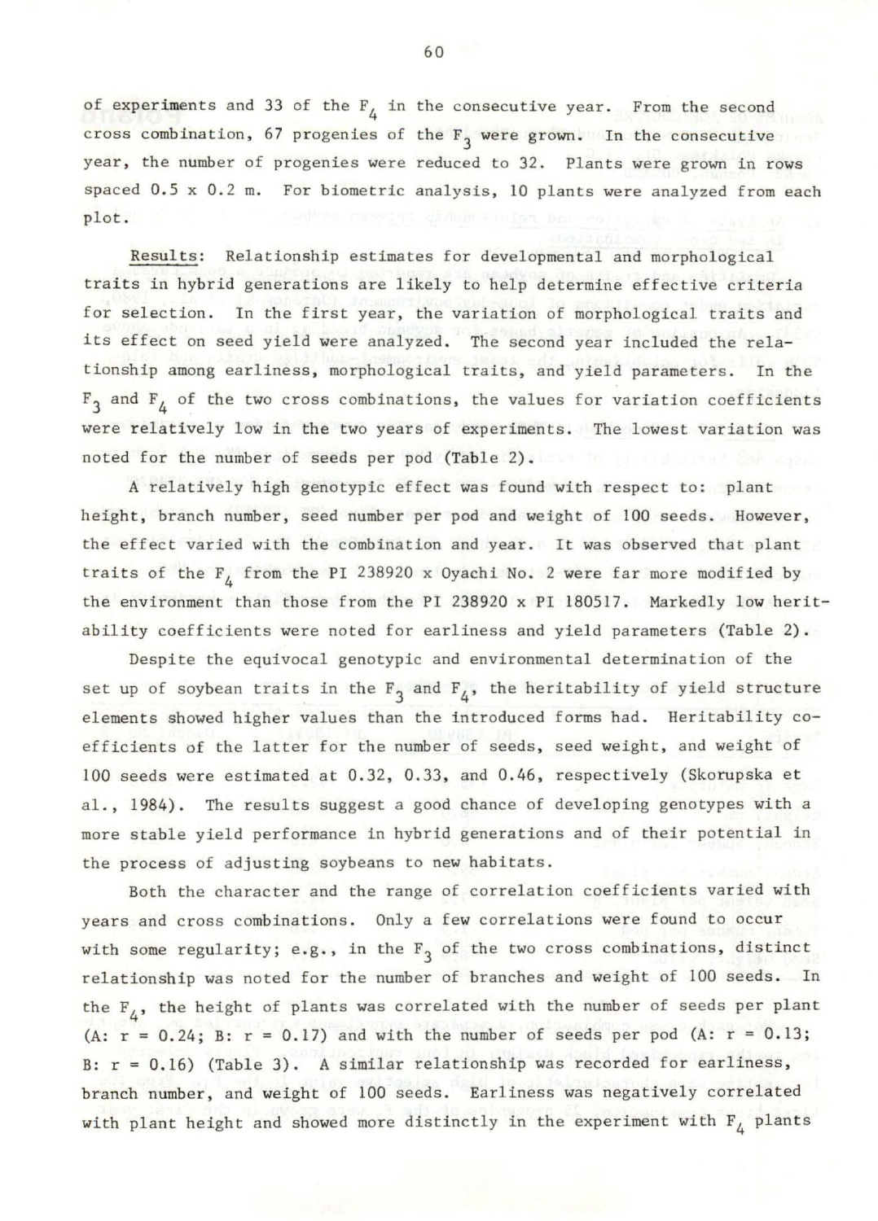of experiments and 33 of the $F_4$ in the consecutive year. From the second cross combination, 67 progenies of the $F_3$ were grown. In the consecutive year, the number of progenies were reduced to 32. Plants were grown in rows spaced 0.5 x 0.2 m. For biometric analysis, 10 plants were analyzed from each plot.

Results: Relationship estimates for developmental and morphological traits in hybrid generations are likely to help determine effective criteria for selection. In the first year, the variation of morphological traits and its effect on seed yield were analyzed. The second year included the relationship among earliness, morphological traits, and yield parameters. In the $F_3$ and $F_4$ of the two cross combinations, the values for variation coefficients were relatively low in the two years of experiments. The lowest variation was noted for the number of seeds per pod (Table 2).

A relatively high genotypic effect was found with respect to: plant height, branch number, seed number per pod and weight of 100 seeds. However, the effect varied with the combination and year. It was observed that plant traits of the $F_4$ from the PI 238920 x Oyachi No. 2 were far more modified by the environment than those from the PI 238920 x PI 180517. Markedly low heritability coefficients were noted for earliness and yield parameters (Table 2).

Despite the equivocal genotypic and environmental determination of the set up of soybean traits in the $F_3$ and $F_4$, the heritability of yield structure elements showed higher values than the introduced forms had. Heritability coefficients of the latter for the number of seeds, seed weight, and weight of 100 seeds were estimated at 0.32, 0.33, and 0.46, respectively (Skorupska et al., 1984). The results suggest a good chance of developing genotypes with a more stable yield performance in hybrid generations and of their potential in the process of adjusting soybeans to new habitats.

Both the character and the range of correlation coefficients varied with years and cross combinations. Only a few correlations were found to occur with some regularity; e.g., in the $F_3$ of the two cross combinations, distinct relationship was noted for the number of branches and weight of 100 seeds. In the $F_4$, the height of plants was correlated with the number of seeds per plant (A: $r = 0.24$; B: $r = 0.17$) and with the number of seeds per pod (A: $r = 0.13$; B: $r = 0.16$) (Table 3). A similar relationship was recorded for earliness, branch number, and weight of 100 seeds. Earliness was negatively correlated with plant height and showed more distinctly in the experiment with $F_4$ plants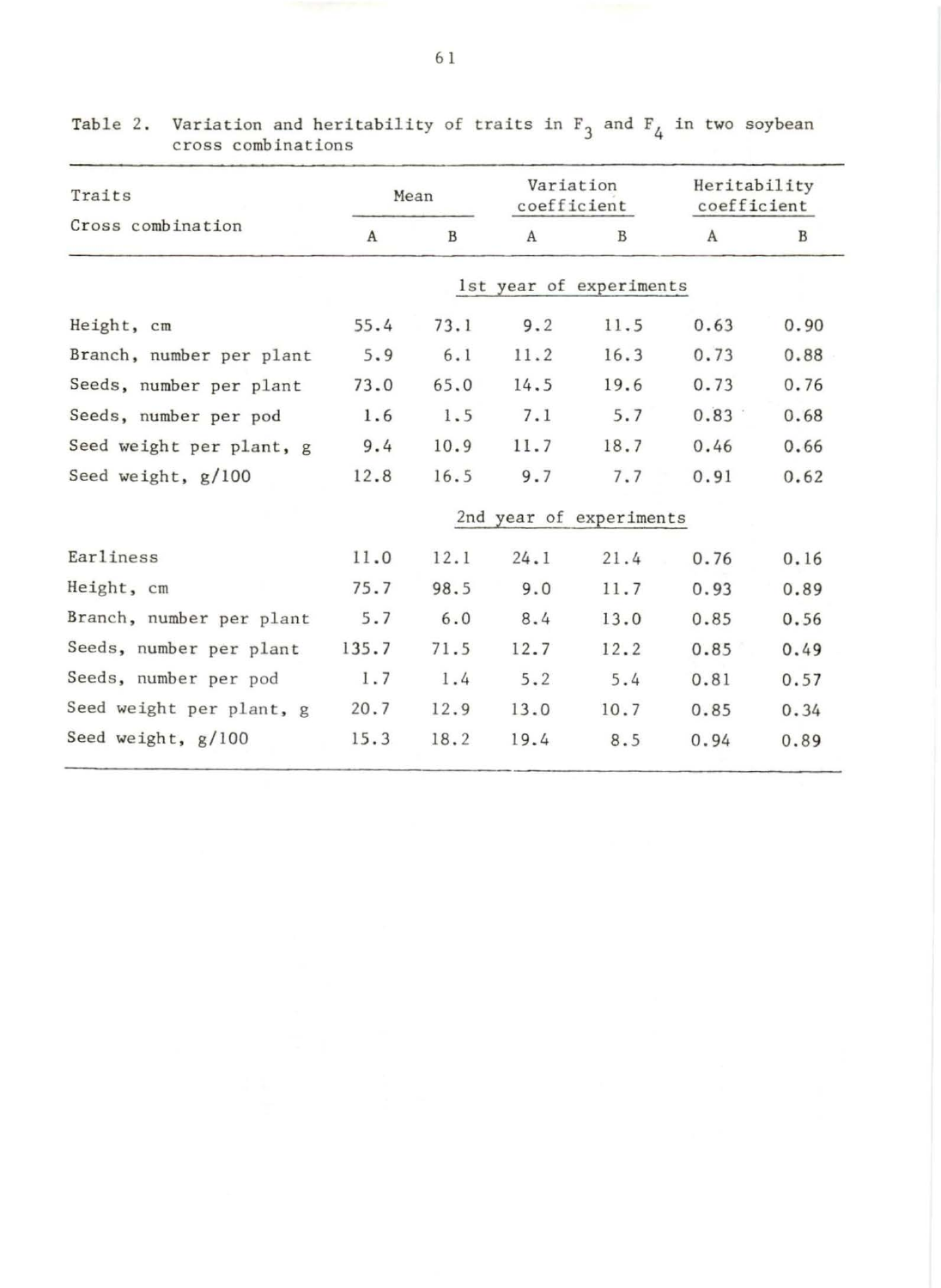Table 2. Variation and heritability of traits in $F_3$ and $F_4$ in two soybean cross combinations

| Traits | Mean | | Variation coefficient | | Heritability coefficient | |
|---|---|---|---|---|---|---|
| Cross combination | A | B | A | B | A | B |
| **1st year of experiments** | | | | | | |
| Height, cm | 55.4 | 73.1 | 9.2 | 11.5 | 0.63 | 0.90 |
| Branch, number per plant | 5.9 | 6.1 | 11.2 | 16.3 | 0.73 | 0.88 |
| Seeds, number per plant | 73.0 | 65.0 | 14.5 | 19.6 | 0.73 | 0.76 |
| Seeds, number per pod | 1.6 | 1.5 | 7.1 | 5.7 | 0.83 | 0.68 |
| Seed weight per plant, g | 9.4 | 10.9 | 11.7 | 18.7 | 0.46 | 0.66 |
| Seed weight, g/100 | 12.8 | 16.5 | 9.7 | 7.7 | 0.91 | 0.62 |
| **2nd year of experiments** | | | | | | |
| Earliness | 11.0 | 12.1 | 24.1 | 21.4 | 0.76 | 0.16 |
| Height, cm | 75.7 | 98.5 | 9.0 | 11.7 | 0.93 | 0.89 |
| Branch, number per plant | 5.7 | 6.0 | 8.4 | 13.0 | 0.85 | 0.56 |
| Seeds, number per plant | 135.7 | 71.5 | 12.7 | 12.2 | 0.85 | 0.49 |
| Seeds, number per pod | 1.7 | 1.4 | 5.2 | 5.4 | 0.81 | 0.57 |
| Seed weight per plant, g | 20.7 | 12.9 | 13.0 | 10.7 | 0.85 | 0.34 |
| Seed weight, g/100 | 15.3 | 18.2 | 19.4 | 8.5 | 0.94 | 0.89 |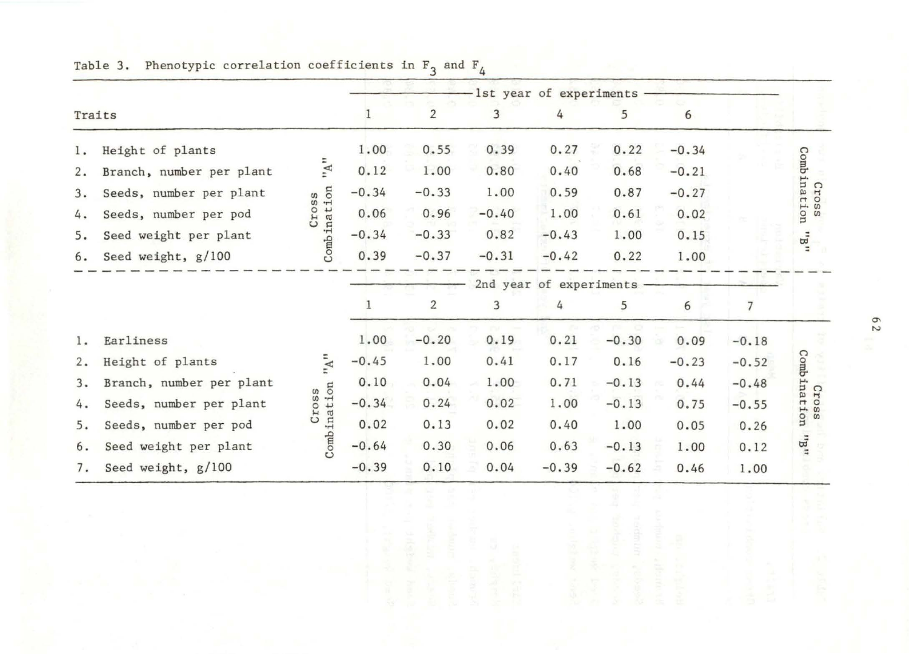Table 3. Phenotypic correlation coefficients in $F_3$ and $F_4$

| Traits | | 1st year of experiments | | | | | | |
|---|---|---|---|---|---|---|---|---|
| | | 1 | 2 | 3 | 4 | 5 | 6 | |
| 1. Height of plants | Cross Combination "A" | 1.00 | 0.55 | 0.39 | 0.27 | 0.22 | -0.34 | Cross Combination "B" |
| 2. Branch, number per plant | | 0.12 | 1.00 | 0.80 | 0.40 | 0.68 | -0.21 | |
| 3. Seeds, number per plant | | -0.34 | -0.33 | 1.00 | 0.59 | 0.87 | -0.27 | |
| 4. Seeds, number per pod | | 0.06 | 0.96 | -0.40 | 1.00 | 0.61 | 0.02 | |
| 5. Seed weight per plant | | -0.34 | -0.33 | 0.82 | -0.43 | 1.00 | 0.15 | |
| 6. Seed weight, g/100 | | 0.39 | -0.37 | -0.31 | -0.42 | 0.22 | 1.00 | |

| Traits | | 2nd year of experiments | | | | | | | |
|---|---|---|---|---|---|---|---|---|---|
| | | 1 | 2 | 3 | 4 | 5 | 6 | 7 | |
| 1. Earliness | Cross Combination "A" | 1.00 | -0.20 | 0.19 | 0.21 | -0.30 | 0.09 | -0.18 | Cross Combination "B" |
| 2. Height of plants | | -0.45 | 1.00 | 0.41 | 0.17 | 0.16 | -0.23 | -0.52 | |
| 3. Branch, number per plant | | 0.10 | 0.04 | 1.00 | 0.71 | -0.13 | 0.44 | -0.48 | |
| 4. Seeds, number per plant | | -0.34 | 0.24 | 0.02 | 1.00 | -0.13 | 0.75 | -0.55 | |
| 5. Seeds, number per pod | | 0.02 | 0.13 | 0.02 | 0.40 | 1.00 | 0.05 | 0.26 | |
| 6. Seed weight per plant | | -0.64 | 0.30 | 0.06 | 0.63 | -0.13 | 1.00 | 0.12 | |
| 7. Seed weight, g/100 | | -0.39 | 0.10 | 0.04 | -0.39 | -0.62 | 0.46 | 1.00 | |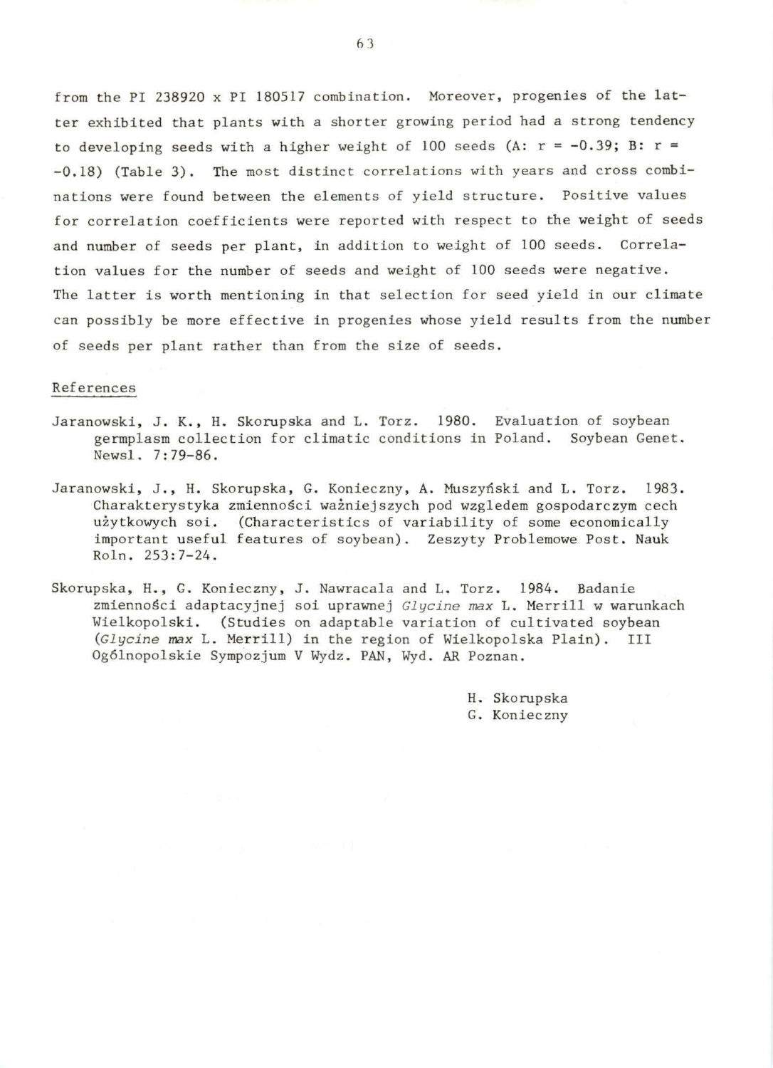from the PI 238920 x PI 180517 combination. Moreover, progenies of the latter exhibited that plants with a shorter growing period had a strong tendency to developing seeds with a higher weight of 100 seeds (A: $r = -0.39$; B: $r = -0.18$) (Table 3). The most distinct correlations with years and cross combinations were found between the elements of yield structure. Positive values for correlation coefficients were reported with respect to the weight of seeds and number of seeds per plant, in addition to weight of 100 seeds. Correlation values for the number of seeds and weight of 100 seeds were negative. The latter is worth mentioning in that selection for seed yield in our climate can possibly be more effective in progenies whose yield results from the number of seeds per plant rather than from the size of seeds.

## References

Jaranowski, J. K., H. Skorupska and L. Torz. 1980. Evaluation of soybean germplasm collection for climatic conditions in Poland. Soybean Genet. Newsl. 7:79-86.

Jaranowski, J., H. Skorupska, G. Konieczny, A. Muszyński and L. Torz. 1983. Charakterystyka zmienności ważniejszych pod wzgledem gospodarczym cech użytkowych soi. (Characteristics of variability of some economically important useful features of soybean). Zeszyty Problemowe Post. Nauk Roln. 253:7-24.

Skorupska, H., G. Konieczny, J. Nawracala and L. Torz. 1984. Badanie zmienności adaptacyjnej soi uprawnej *Glycine max* L. Merrill w warunkach Wielkopolski. (Studies on adaptable variation of cultivated soybean (*Glycine max* L. Merrill) in the region of Wielkopolska Plain). III Ogólnopolskie Sympozjum V Wydz. PAN, Wyd. AR Poznan.

H. Skorupska
G. Konieczny